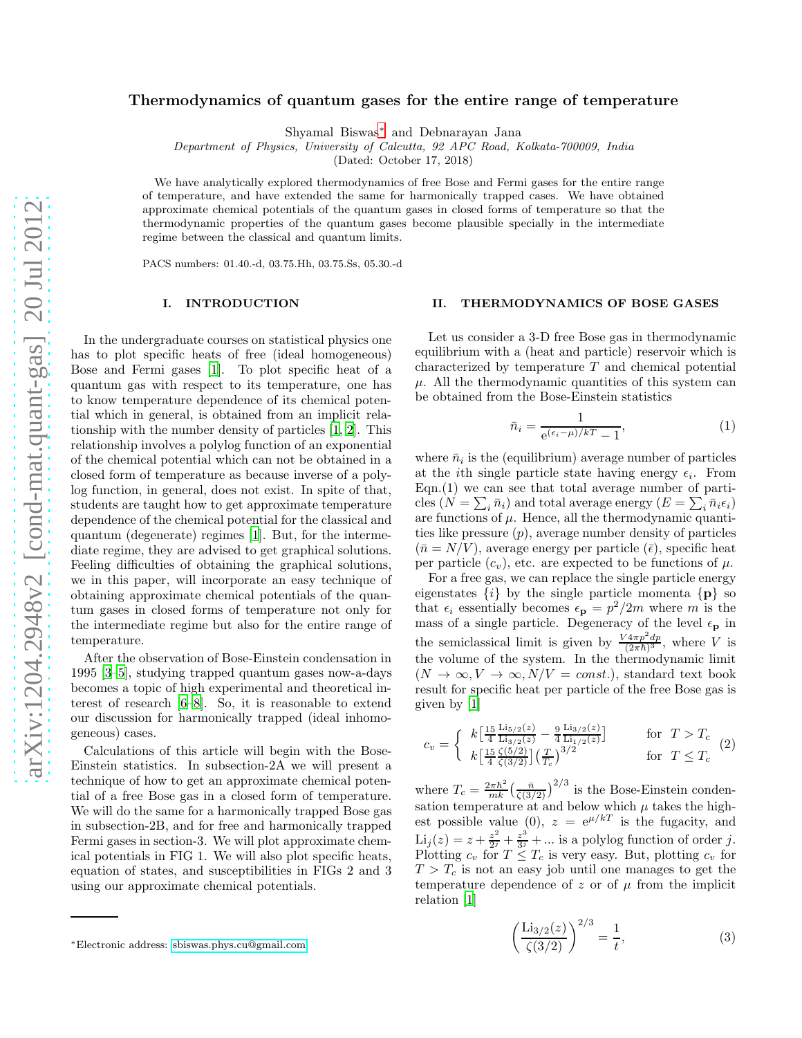# Thermodynamics of quantum gases for the entire range of temperature

Shyamal Biswas[*] and Debnarayan Jana

*Department of Physics, University of Calcutta, 92 APC Road, Kolkata-700009, India*

(Dated: October 17, 2018)

We have analytically explored thermodynamics of free Bose and Fermi gases for the entire range of temperature, and have extended the same for harmonically trapped cases. We have obtained approximate chemical potentials of the quantum gases in closed forms of temperature so that the thermodynamic properties of the quantum gases become plausible specially in the intermediate regime between the classical and quantum limits.

PACS numbers: 01.40.-d, 03.75.Hh, 03.75.Ss, 05.30.-d

## I. INTRODUCTION

In the undergraduate courses on statistical physics one has to plot specific heats of free (ideal homogeneous) Bose and Fermi gases [1]. To plot specific heat of a quantum gas with respect to its temperature, one has to know temperature dependence of its chemical potential which in general, is obtained from an implicit relationship with the number density of particles [1, 2]. This relationship involves a polylog function of an exponential of the chemical potential which can not be obtained in a closed form of temperature as because inverse of a polylog function, in general, does not exist. In spite of that, students are taught how to get approximate temperature dependence of the chemical potential for the classical and quantum (degenerate) regimes [1]. But, for the intermediate regime, they are advised to get graphical solutions. Feeling difficulties of obtaining the graphical solutions, we in this paper, will incorporate an easy technique of obtaining approximate chemical potentials of the quantum gases in closed forms of temperature not only for the intermediate regime but also for the entire range of temperature.

After the observation of Bose-Einstein condensation in 1995 [3–5], studying trapped quantum gases now-a-days becomes a topic of high experimental and theoretical interest of research [6–8]. So, it is reasonable to extend our discussion for harmonically trapped (ideal inhomogeneous) cases.

Calculations of this article will begin with the Bose-Einstein statistics. In subsection-2A we will present a technique of how to get an approximate chemical potential of a free Bose gas in a closed form of temperature. We will do the same for a harmonically trapped Bose gas in subsection-2B, and for free and harmonically trapped Fermi gases in section-3. We will plot approximate chemical potentials in FIG 1. We will also plot specific heats, equation of states, and susceptibilities in FIGs 2 and 3 using our approximate chemical potentials.

## II. THERMODYNAMICS OF BOSE GASES

Let us consider a 3-D free Bose gas in thermodynamic equilibrium with a (heat and particle) reservoir which is characterized by temperature $T$ and chemical potential $\mu$. All the thermodynamic quantities of this system can be obtained from the Bose-Einstein statistics

$$\bar{n}_i = \frac{1}{\mathrm{e}^{(\epsilon_i-\mu)/kT}-1}, \tag{1}$$

where $\bar{n}_i$ is the (equilibrium) average number of particles at the $i$th single particle state having energy $\epsilon_i$. From Eqn.(1) we can see that total average number of particles ($N=\sum_i \bar{n}_i$) and total average energy ($E=\sum_i \bar{n}_i\epsilon_i$) are functions of $\mu$. Hence, all the thermodynamic quantities like pressure ($p$), average number density of particles ($\bar{n}=N/V$), average energy per particle ($\bar{\epsilon}$), specific heat per particle ($c_v$), etc. are expected to be functions of $\mu$.

For a free gas, we can replace the single particle energy eigenstates $\{i\}$ by the single particle momenta $\{\mathbf{p}\}$ so that $\epsilon_i$ essentially becomes $\epsilon_{\mathbf{p}}=p^2/2m$ where $m$ is the mass of a single particle. Degeneracy of the level $\epsilon_{\mathbf{p}}$ in the semiclassical limit is given by $\frac{V4\pi p^2dp}{(2\pi\hbar)^3}$, where $V$ is the volume of the system. In the thermodynamic limit ($N\to\infty, V\to\infty, N/V=const.$), standard text book result for specific heat per particle of the free Bose gas is given by [1]

$$c_v = \begin{cases} k\Big[\frac{15}{4}\frac{\mathrm{Li}_{5/2}(z)}{\mathrm{Li}_{3/2}(z)}-\frac{9}{4}\frac{\mathrm{Li}_{3/2}(z)}{\mathrm{Li}_{1/2}(z)}\Big] & \text{for } T>T_c \\ k\Big[\frac{15}{4}\frac{\zeta(5/2)}{\zeta(3/2)}\Big]\Big(\frac{T}{T_c}\Big)^{3/2} & \text{for } T\le T_c \end{cases} \tag{2}$$

where $T_c=\frac{2\pi\hbar^2}{mk}\big(\frac{\bar{n}}{\zeta(3/2)}\big)^{2/3}$ is the Bose-Einstein condensation temperature at and below which $\mu$ takes the highest possible value (0), $z=\mathrm{e}^{\mu/kT}$ is the fugacity, and $\mathrm{Li}_j(z)=z+\frac{z^2}{2^j}+\frac{z^3}{3^j}+...$ is a polylog function of order $j$. Plotting $c_v$ for $T\le T_c$ is very easy. But, plotting $c_v$ for $T>T_c$ is not an easy job until one manages to get the temperature dependence of $z$ or of $\mu$ from the implicit relation [1]

$$\left(\frac{\mathrm{Li}_{3/2}(z)}{\zeta(3/2)}\right)^{2/3}=\frac{1}{t}, \tag{3}$$

[*]Electronic address: sbiswas.phys.cu@gmail.com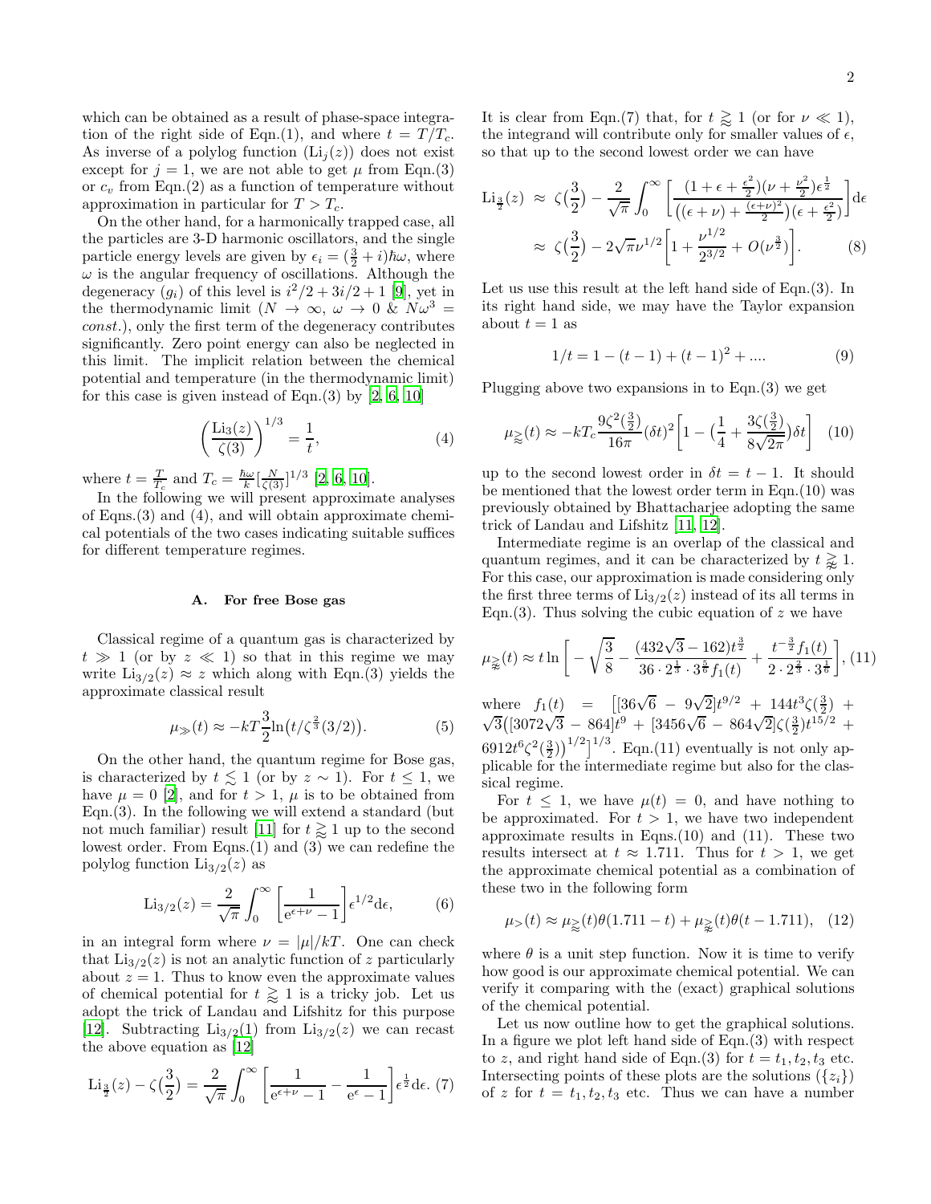which can be obtained as a result of phase-space integration of the right side of Eqn.(1), and where $t = T/T_c$. As inverse of a polylog function ($\mathrm{Li}_j(z)$) does not exist except for $j = 1$, we are not able to get $\mu$ from Eqn.(3) or $c_v$ from Eqn.(2) as a function of temperature without approximation in particular for $T > T_c$.

On the other hand, for a harmonically trapped case, all the particles are 3-D harmonic oscillators, and the single particle energy levels are given by $\epsilon_i = (\frac{3}{2} + i)\hbar\omega$, where $\omega$ is the angular frequency of oscillations. Although the degeneracy ($g_i$) of this level is $i^2/2 + 3i/2 + 1$ [9], yet in the thermodynamic limit ($N \to \infty$, $\omega \to 0$ & $N\omega^3 = const.$), only the first term of the degeneracy contributes significantly. Zero point energy can also be neglected in this limit. The implicit relation between the chemical potential and temperature (in the thermodynamic limit) for this case is given instead of Eqn.(3) by [2, 6, 10]

$$\left(\frac{\mathrm{Li}_3(z)}{\zeta(3)}\right)^{1/3} = \frac{1}{t}, \tag{4}$$

where $t = \frac{T}{T_c}$ and $T_c = \frac{\hbar\omega}{k}[\frac{N}{\zeta(3)}]^{1/3}$ [2, 6, 10].

In the following we will present approximate analyses of Eqns.(3) and (4), and will obtain approximate chemical potentials of the two cases indicating suitable suffices for different temperature regimes.

### A. For free Bose gas

Classical regime of a quantum gas is characterized by $t \gg 1$ (or by $z \ll 1$) so that in this regime we may write $\mathrm{Li}_{3/2}(z) \approx z$ which along with Eqn.(3) yields the approximate classical result

$$\mu_{\gg}(t) \approx -kT\frac{3}{2}\ln\big(t/\zeta^{\frac{2}{3}}(3/2)\big). \tag{5}$$

On the other hand, the quantum regime for Bose gas, is characterized by $t \lesssim 1$ (or by $z \sim 1$). For $t \leq 1$, we have $\mu = 0$ [2], and for $t > 1$, $\mu$ is to be obtained from Eqn.(3). In the following we will extend a standard (but not much familiar) result [11] for $t \gtrapprox 1$ up to the second lowest order. From Eqns.(1) and (3) we can redefine the polylog function $\mathrm{Li}_{3/2}(z)$ as

$$\mathrm{Li}_{3/2}(z) = \frac{2}{\sqrt{\pi}}\int_0^\infty \left[\frac{1}{\mathrm{e}^{\epsilon+\nu} - 1}\right]\epsilon^{1/2}\mathrm{d}\epsilon, \tag{6}$$

in an integral form where $\nu = |\mu|/kT$. One can check that $\mathrm{Li}_{3/2}(z)$ is not an analytic function of $z$ particularly about $z = 1$. Thus to know even the approximate values of chemical potential for $t \gtrapprox 1$ is a tricky job. Let us adopt the trick of Landau and Lifshitz for this purpose [12]. Subtracting $\mathrm{Li}_{3/2}(1)$ from $\mathrm{Li}_{3/2}(z)$ we can recast the above equation as [12]

$$\mathrm{Li}_{\frac{3}{2}}(z) - \zeta(\tfrac{3}{2}) = \frac{2}{\sqrt{\pi}}\int_0^\infty \left[\frac{1}{\mathrm{e}^{\epsilon+\nu} - 1} - \frac{1}{\mathrm{e}^{\epsilon} - 1}\right]\epsilon^{\frac{1}{2}}\mathrm{d}\epsilon. \tag{7}$$

It is clear from Eqn.(7) that, for $t \gtrapprox 1$ (or for $\nu \ll 1$), the integrand will contribute only for smaller values of $\epsilon$, so that up to the second lowest order we can have

$$\begin{aligned}
\mathrm{Li}_{\frac{3}{2}}(z) &\approx \zeta(\tfrac{3}{2}) - \frac{2}{\sqrt{\pi}}\int_0^\infty \left[\frac{(1 + \epsilon + \frac{\epsilon^2}{2})(\nu + \frac{\nu^2}{2})\epsilon^{\frac{1}{2}}}{\big((\epsilon+\nu) + \frac{(\epsilon+\nu)^2}{2}\big)(\epsilon + \frac{\epsilon^2}{2})}\right]\mathrm{d}\epsilon \\
&\approx \zeta(\tfrac{3}{2}) - 2\sqrt{\pi}\nu^{1/2}\left[1 + \frac{\nu^{1/2}}{2^{3/2}} + O(\nu^{\frac{3}{2}})\right].
\end{aligned} \tag{8}$$

Let us use this result at the left hand side of Eqn.(3). In its right hand side, we may have the Taylor expansion about $t = 1$ as

$$1/t = 1 - (t-1) + (t-1)^2 + .... \tag{9}$$

Plugging above two expansions in to Eqn.(3) we get

$$\mu_{\gtrapprox}(t) \approx -kT_c\frac{9\zeta^2(\frac{3}{2})}{16\pi}(\delta t)^2\left[1 - \big(\frac{1}{4} + \frac{3\zeta(\frac{3}{2})}{8\sqrt{2\pi}}\big)\delta t\right] \tag{10}$$

up to the second lowest order in $\delta t = t - 1$. It should be mentioned that the lowest order term in Eqn.(10) was previously obtained by Bhattacharjee adopting the same trick of Landau and Lifshitz [11, 12].

Intermediate regime is an overlap of the classical and quantum regimes, and it can be characterized by $t \gtrapprox 1$. For this case, our approximation is made considering only the first three terms of $\mathrm{Li}_{3/2}(z)$ instead of its all terms in Eqn.(3). Thus solving the cubic equation of $z$ we have

$$\mu_{\gtrapprox}(t) \approx t\ln\left[-\sqrt{\frac{3}{8}} - \frac{(432\sqrt{3} - 162)t^{\frac{3}{2}}}{36\cdot 2^{\frac{1}{3}}\cdot 3^{\frac{5}{6}}f_1(t)} + \frac{t^{-\frac{3}{2}}f_1(t)}{2\cdot 2^{\frac{2}{3}}\cdot 3^{\frac{1}{6}}}\right], \tag{11}$$

where $f_1(t) = \Big[[36\sqrt{6} - 9\sqrt{2}]t^{9/2} + 144t^3\zeta(\frac{3}{2}) + \sqrt{3}\big([3072\sqrt{3} - 864]t^9 + [3456\sqrt{6} - 864\sqrt{2}]\zeta(\frac{3}{2})t^{15/2} + 6912t^6\zeta^2(\frac{3}{2})\big)^{1/2}\Big]^{1/3}$. Eqn.(11) eventually is not only applicable for the intermediate regime but also for the classical regime.

For $t \leq 1$, we have $\mu(t) = 0$, and have nothing to be approximated. For $t > 1$, we have two independent approximate results in Eqns.(10) and (11). These two results intersect at $t \approx 1.711$. Thus for $t > 1$, we get the approximate chemical potential as a combination of these two in the following form

$$\mu_{>}(t) \approx \mu_{\gtrapprox}(t)\theta(1.711 - t) + \mu_{\gtrapprox}(t)\theta(t - 1.711), \tag{12}$$

where $\theta$ is a unit step function. Now it is time to verify how good is our approximate chemical potential. We can verify it comparing with the (exact) graphical solutions of the chemical potential.

Let us now outline how to get the graphical solutions. In a figure we plot left hand side of Eqn.(3) with respect to $z$, and right hand side of Eqn.(3) for $t = t_1, t_2, t_3$ etc. Intersecting points of these plots are the solutions ($\{z_i\}$) of $z$ for $t = t_1, t_2, t_3$ etc. Thus we can have a number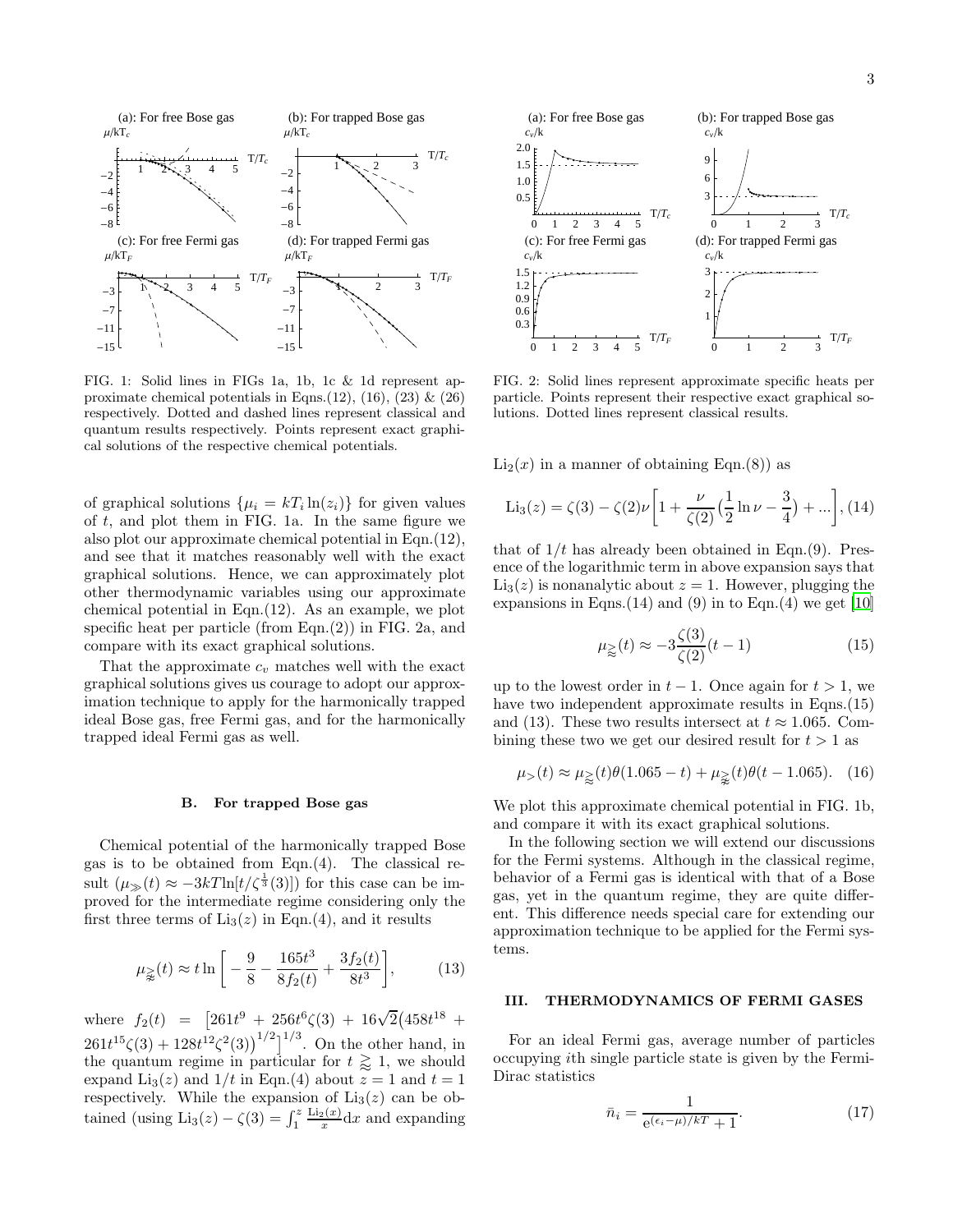FIG. 1: Solid lines in FIGs 1a, 1b, 1c & 1d represent approximate chemical potentials in Eqns.(12), (16), (23) & (26) respectively. Dotted and dashed lines represent classical and quantum results respectively. Points represent exact graphical solutions of the respective chemical potentials.

FIG. 2: Solid lines represent approximate specific heats per particle. Points represent their respective exact graphical solutions. Dotted lines represent classical results.

of graphical solutions $\{\mu_i = kT_i \ln(z_i)\}$ for given values of $t$, and plot them in FIG. 1a. In the same figure we also plot our approximate chemical potential in Eqn.(12), and see that it matches reasonably well with the exact graphical solutions. Hence, we can approximately plot other thermodynamic variables using our approximate chemical potential in Eqn.(12). As an example, we plot specific heat per particle (from Eqn.(2)) in FIG. 2a, and compare with its exact graphical solutions.

That the approximate $c_v$ matches well with the exact graphical solutions gives us courage to adopt our approximation technique to apply for the harmonically trapped ideal Bose gas, free Fermi gas, and for the harmonically trapped ideal Fermi gas as well.

### B. For trapped Bose gas

Chemical potential of the harmonically trapped Bose gas is to be obtained from Eqn.(4). The classical result ($\mu_{\gg}(t) \approx -3kT\ln[t/\zeta^{\frac{1}{3}}(3)]$) for this case can be improved for the intermediate regime considering only the first three terms of $\mathrm{Li}_3(z)$ in Eqn.(4), and it results

$$\mu_{\gtrapprox}(t) \approx t\ln\left[-\frac{9}{8} - \frac{165t^3}{8f_2(t)} + \frac{3f_2(t)}{8t^3}\right], \tag{13}$$

where $f_2(t) = \left[261t^9 + 256t^6\zeta(3) + 16\sqrt{2}\left(458t^{18} + 261t^{15}\zeta(3) + 128t^{12}\zeta^2(3)\right)^{1/2}\right]^{1/3}$. On the other hand, in the quantum regime in particular for $t \gtrsim 1$, we should expand $\mathrm{Li}_3(z)$ and $1/t$ in Eqn.(4) about $z = 1$ and $t = 1$ respectively. While the expansion of $\mathrm{Li}_3(z)$ can be obtained (using $\mathrm{Li}_3(z) - \zeta(3) = \int_1^z \frac{\mathrm{Li}_2(x)}{x}\mathrm{d}x$ and expanding $\mathrm{Li}_2(x)$ in a manner of obtaining Eqn.(8)) as

$$\mathrm{Li}_3(z) = \zeta(3) - \zeta(2)\nu\left[1 + \frac{\nu}{\zeta(2)}\left(\frac{1}{2}\ln\nu - \frac{3}{4}\right) + ...\right], \tag{14}$$

that of $1/t$ has already been obtained in Eqn.(9). Presence of the logarithmic term in above expansion says that $\mathrm{Li}_3(z)$ is nonanalytic about $z = 1$. However, plugging the expansions in Eqns.(14) and (9) in to Eqn.(4) we get [10]

$$\mu_{\gtrsim}(t) \approx -3\frac{\zeta(3)}{\zeta(2)}(t-1) \tag{15}$$

up to the lowest order in $t - 1$. Once again for $t > 1$, we have two independent approximate results in Eqns.(15) and (13). These two results intersect at $t \approx 1.065$. Combining these two we get our desired result for $t > 1$ as

$$\mu_{>}(t) \approx \mu_{\gtrsim}(t)\theta(1.065 - t) + \mu_{\gtrapprox}(t)\theta(t - 1.065). \tag{16}$$

We plot this approximate chemical potential in FIG. 1b, and compare it with its exact graphical solutions.

In the following section we will extend our discussions for the Fermi systems. Although in the classical regime, behavior of a Fermi gas is identical with that of a Bose gas, yet in the quantum regime, they are quite different. This difference needs special care for extending our approximation technique to be applied for the Fermi systems.

## III. THERMODYNAMICS OF FERMI GASES

For an ideal Fermi gas, average number of particles occupying $i$th single particle state is given by the Fermi-Dirac statistics

$$\bar{n}_i = \frac{1}{\mathrm{e}^{(\epsilon_i - \mu)/kT} + 1}. \tag{17}$$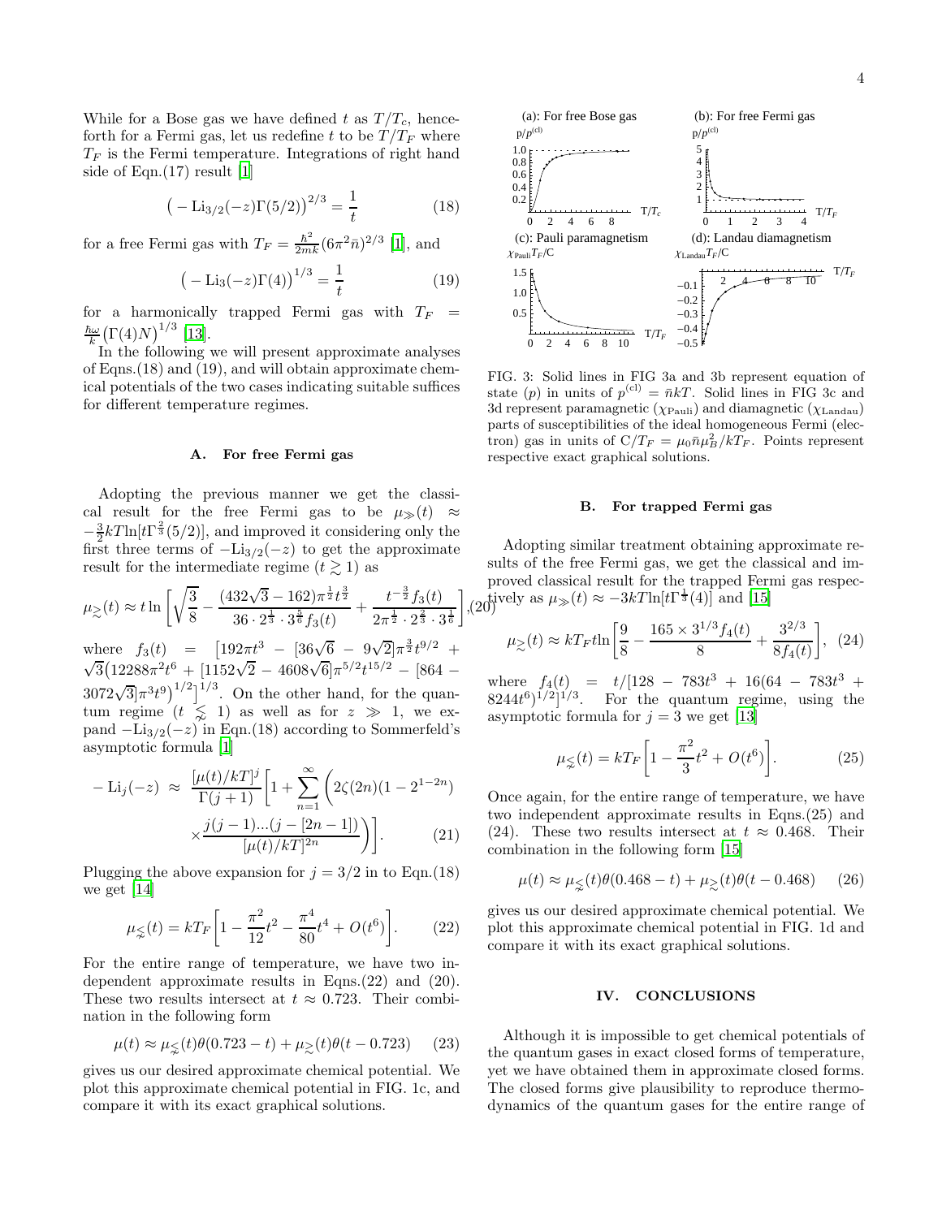While for a Bose gas we have defined $t$ as $T/T_c$, henceforth for a Fermi gas, let us redefine $t$ to be $T/T_F$ where $T_F$ is the Fermi temperature. Integrations of right hand side of Eqn.(17) result [1]

$$\big(-\text{Li}_{3/2}(-z)\Gamma(5/2)\big)^{2/3} = \frac{1}{t} \tag{18}$$

for a free Fermi gas with $T_F = \frac{\hbar^2}{2mk}(6\pi^2\bar{n})^{2/3}$ [1], and

$$\big(-\text{Li}_3(-z)\Gamma(4)\big)^{1/3} = \frac{1}{t} \tag{19}$$

for a harmonically trapped Fermi gas with $T_F = \frac{\hbar\omega}{k}\big(\Gamma(4)N\big)^{1/3}$ [13].

In the following we will present approximate analyses of Eqns.(18) and (19), and will obtain approximate chemical potentials of the two cases indicating suitable suffices for different temperature regimes.

### A. For free Fermi gas

Adopting the previous manner we get the classical result for the free Fermi gas to be $\mu_{\gg}(t) \approx -\frac{3}{2}kT\ln[t\Gamma^{\frac{2}{3}}(5/2)]$, and improved it considering only the first three terms of $-\text{Li}_{3/2}(-z)$ to get the approximate result for the intermediate regime ($t \gtrsim 1$) as

$$\mu_{\gtrsim}(t) \approx t\ln\left[\sqrt{\frac{3}{8}} - \frac{(432\sqrt{3}-162)\pi^{\frac{1}{2}}t^{\frac{3}{2}}}{36\cdot 2^{\frac{1}{3}}\cdot 3^{\frac{5}{6}}f_3(t)} + \frac{t^{-\frac{3}{2}}f_3(t)}{2\pi^{\frac{1}{2}}\cdot 2^{\frac{2}{3}}\cdot 3^{\frac{1}{6}}}\right], \tag{20}$$

where $f_3(t) = \big[192\pi t^3 - [36\sqrt{6} - 9\sqrt{2}]\pi^{\frac{3}{2}}t^{9/2} + \sqrt{3}\big(12288\pi^2t^6 + [1152\sqrt{2} - 4608\sqrt{6}]\pi^{5/2}t^{15/2} - [864 - 3072\sqrt{3}]\pi^3t^9\big)^{1/2}\big]^{1/3}$. On the other hand, for the quantum regime ($t \lesssim 1$) as well as for $z \gg 1$, we expand $-\text{Li}_{3/2}(-z)$ in Eqn.(18) according to Sommerfeld's asymptotic formula [1]

$$-\text{Li}_j(-z) \approx \frac{[\mu(t)/kT]^j}{\Gamma(j+1)}\bigg[1 + \sum_{n=1}^{\infty}\bigg(2\zeta(2n)(1-2^{1-2n}) \times\frac{j(j-1)...(j-[2n-1])}{[\mu(t)/kT]^{2n}}\bigg)\bigg]. \tag{21}$$

Plugging the above expansion for $j = 3/2$ in to Eqn.(18) we get [14]

$$\mu_{\lesssim}(t) = kT_F\bigg[1 - \frac{\pi^2}{12}t^2 - \frac{\pi^4}{80}t^4 + O(t^6)\bigg]. \tag{22}$$

For the entire range of temperature, we have two independent approximate results in Eqns.(22) and (20). These two results intersect at $t \approx 0.723$. Their combination in the following form

$$\mu(t) \approx \mu_{\lesssim}(t)\theta(0.723 - t) + \mu_{\gtrsim}(t)\theta(t - 0.723) \tag{23}$$

gives us our desired approximate chemical potential. We plot this approximate chemical potential in FIG. 1c, and compare it with its exact graphical solutions.

FIG. 3: Solid lines in FIG 3a and 3b represent equation of state ($p$) in units of $p^{(\text{cl})} = \bar{n}kT$. Solid lines in FIG 3c and 3d represent paramagnetic ($\chi_{\text{Pauli}}$) and diamagnetic ($\chi_{\text{Landau}}$) parts of susceptibilities of the ideal homogeneous Fermi (electron) gas in units of $\text{C}/T_F = \mu_0\bar{n}\mu_B^2/kT_F$. Points represent respective exact graphical solutions.

### B. For trapped Fermi gas

Adopting similar treatment obtaining approximate results of the free Fermi gas, we get the classical and improved classical result for the trapped Fermi gas respectively as $\mu_{\gg}(t) \approx -3kT\ln[t\Gamma^{\frac{1}{3}}(4)]$ and [15]

$$\mu_{\gtrsim}(t) \approx kT_Ft\ln\bigg[\frac{9}{8} - \frac{165\times 3^{1/3}f_4(t)}{8} + \frac{3^{2/3}}{8f_4(t)}\bigg], \tag{24}$$

where $f_4(t) = t/[128 - 783t^3 + 16(64 - 783t^3 + 8244t^6)^{1/2}]^{1/3}$. For the quantum regime, using the asymptotic formula for $j = 3$ we get [13]

$$\mu_{\lesssim}(t) = kT_F\bigg[1 - \frac{\pi^2}{3}t^2 + O(t^6)\bigg]. \tag{25}$$

Once again, for the entire range of temperature, we have two independent approximate results in Eqns.(25) and (24). These two results intersect at $t \approx 0.468$. Their combination in the following form [15]

$$\mu(t) \approx \mu_{\lesssim}(t)\theta(0.468 - t) + \mu_{\gtrsim}(t)\theta(t - 0.468) \tag{26}$$

gives us our desired approximate chemical potential. We plot this approximate chemical potential in FIG. 1d and compare it with its exact graphical solutions.

## IV. CONCLUSIONS

Although it is impossible to get chemical potentials of the quantum gases in exact closed forms of temperature, yet we have obtained them in approximate closed forms. The closed forms give plausibility to reproduce thermodynamics of the quantum gases for the entire range of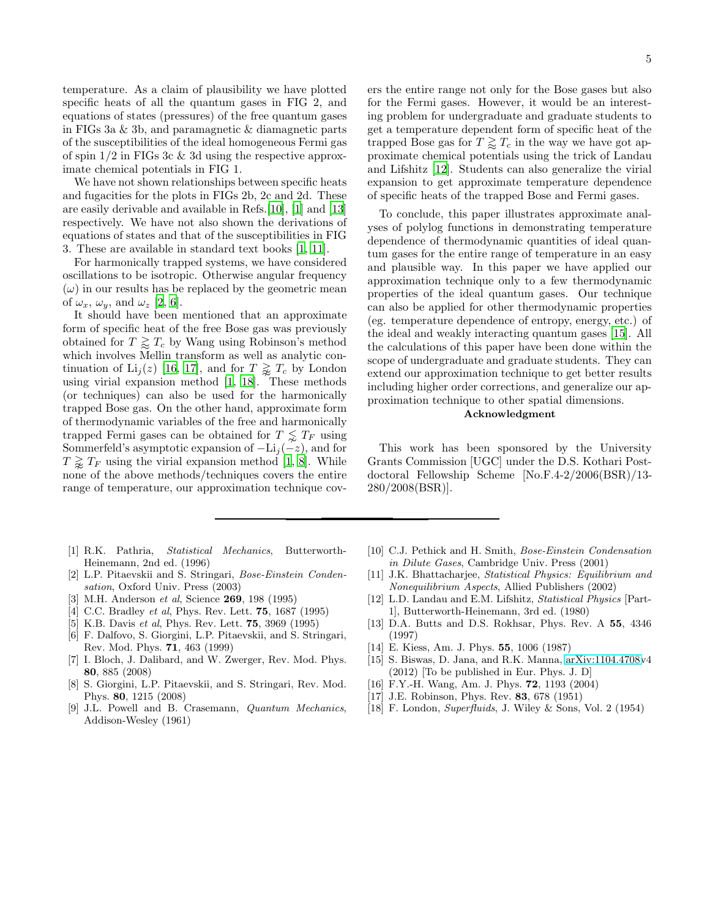temperature. As a claim of plausibility we have plotted specific heats of all the quantum gases in FIG 2, and equations of states (pressures) of the free quantum gases in FIGs 3a & 3b, and paramagnetic & diamagnetic parts of the susceptibilities of the ideal homogeneous Fermi gas of spin 1/2 in FIGs 3c & 3d using the respective approximate chemical potentials in FIG 1.

We have not shown relationships between specific heats and fugacities for the plots in FIGs 2b, 2c and 2d. These are easily derivable and available in Refs.[10], [1] and [13] respectively. We have not also shown the derivations of equations of states and that of the susceptibilities in FIG 3. These are available in standard text books [1, 11].

For harmonically trapped systems, we have considered oscillations to be isotropic. Otherwise angular frequency ($\omega$) in our results has be replaced by the geometric mean of $\omega_x$, $\omega_y$, and $\omega_z$ [2, 6].

It should have been mentioned that an approximate form of specific heat of the free Bose gas was previously obtained for $T \gtrapprox T_c$ by Wang using Robinson's method which involves Mellin transform as well as analytic continuation of $\mathrm{Li}_j(z)$ [16, 17], and for $T \gtrapprox T_c$ by London using virial expansion method [1, 18]. These methods (or techniques) can also be used for the harmonically trapped Bose gas. On the other hand, approximate form of thermodynamic variables of the free and harmonically trapped Fermi gases can be obtained for $T \lessapprox T_F$ using Sommerfeld's asymptotic expansion of $-\mathrm{Li}_j(-z)$, and for $T \gtrapprox T_F$ using the virial expansion method [1, 8]. While none of the above methods/techniques covers the entire range of temperature, our approximation technique covers the entire range not only for the Bose gases but also for the Fermi gases. However, it would be an interesting problem for undergraduate and graduate students to get a temperature dependent form of specific heat of the trapped Bose gas for $T \gtrapprox T_c$ in the way we have got approximate chemical potentials using the trick of Landau and Lifshitz [12]. Students can also generalize the virial expansion to get approximate temperature dependence of specific heats of the trapped Bose and Fermi gases.

To conclude, this paper illustrates approximate analyses of polylog functions in demonstrating temperature dependence of thermodynamic quantities of ideal quantum gases for the entire range of temperature in an easy and plausible way. In this paper we have applied our approximation technique only to a few thermodynamic properties of the ideal quantum gases. Our technique can also be applied for other thermodynamic properties (eg. temperature dependence of entropy, energy, etc.) of the ideal and weakly interacting quantum gases [15]. All the calculations of this paper have been done within the scope of undergraduate and graduate students. They can extend our approximation technique to get better results including higher order corrections, and generalize our approximation technique to other spatial dimensions.

## Acknowledgment

This work has been sponsored by the University Grants Commission [UGC] under the D.S. Kothari Postdoctoral Fellowship Scheme [No.F.4-2/2006(BSR)/13-280/2008(BSR)].

---

[1] R.K. Pathria, *Statistical Mechanics*, Butterworth-Heinemann, 2nd ed. (1996)

[2] L.P. Pitaevskii and S. Stringari, *Bose-Einstein Condensation*, Oxford Univ. Press (2003)

[3] M.H. Anderson *et al*, Science **269**, 198 (1995)

[4] C.C. Bradley *et al*, Phys. Rev. Lett. **75**, 1687 (1995)

[5] K.B. Davis *et al*, Phys. Rev. Lett. **75**, 3969 (1995)

[6] F. Dalfovo, S. Giorgini, L.P. Pitaevskii, and S. Stringari, Rev. Mod. Phys. **71**, 463 (1999)

[7] I. Bloch, J. Dalibard, and W. Zwerger, Rev. Mod. Phys. **80**, 885 (2008)

[8] S. Giorgini, L.P. Pitaevskii, and S. Stringari, Rev. Mod. Phys. **80**, 1215 (2008)

[9] J.L. Powell and B. Crasemann, *Quantum Mechanics*, Addison-Wesley (1961)

[10] C.J. Pethick and H. Smith, *Bose-Einstein Condensation in Dilute Gases*, Cambridge Univ. Press (2001)

[11] J.K. Bhattacharjee, *Statistical Physics: Equilibrium and Nonequilibrium Aspects*, Allied Publishers (2002)

[12] L.D. Landau and E.M. Lifshitz, *Statistical Physics* [Part-1], Butterworth-Heinemann, 3rd ed. (1980)

[13] D.A. Butts and D.S. Rokhsar, Phys. Rev. A **55**, 4346 (1997)

[14] E. Kiess, Am. J. Phys. **55**, 1006 (1987)

[15] S. Biswas, D. Jana, and R.K. Manna, arXiv:1104.4708v4 (2012) [To be published in Eur. Phys. J. D]

[16] F.Y.-H. Wang, Am. J. Phys. **72**, 1193 (2004)

[17] J.E. Robinson, Phys. Rev. **83**, 678 (1951)

[18] F. London, *Superfluids*, J. Wiley & Sons, Vol. 2 (1954)